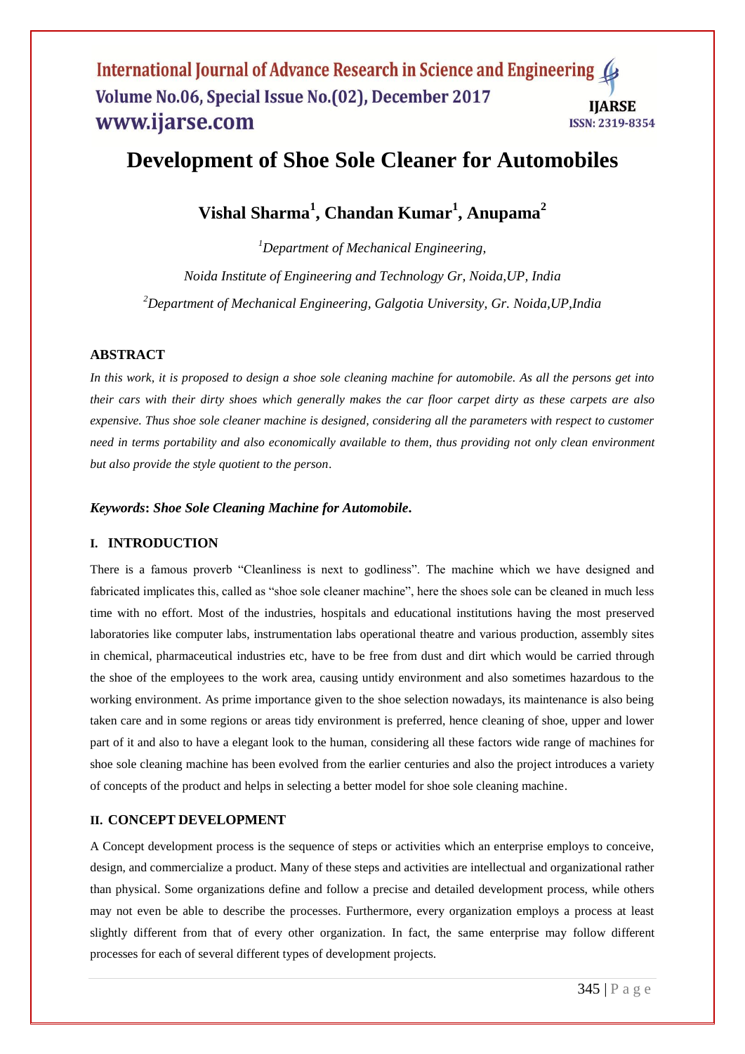# Development of Shoe Sole Cleaner for Automobiles

**Vishal Sharma[1], Chandan Kumar[1], Anupama[2]**

*[1]Department of Mechanical Engineering,*

*Noida Institute of Engineering and Technology Gr, Noida,UP, India*

*[2]Department of Mechanical Engineering, Galgotia University, Gr. Noida,UP,India*

## ABSTRACT

*In this work, it is proposed to design a shoe sole cleaning machine for automobile. As all the persons get into their cars with their dirty shoes which generally makes the car floor carpet dirty as these carpets are also expensive. Thus shoe sole cleaner machine is designed, considering all the parameters with respect to customer need in terms portability and also economically available to them, thus providing not only clean environment but also provide the style quotient to the person.*

***Keywords*: *Shoe Sole Cleaning Machine for Automobile*.**

## I. INTRODUCTION

There is a famous proverb "Cleanliness is next to godliness". The machine which we have designed and fabricated implicates this, called as "shoe sole cleaner machine", here the shoes sole can be cleaned in much less time with no effort. Most of the industries, hospitals and educational institutions having the most preserved laboratories like computer labs, instrumentation labs operational theatre and various production, assembly sites in chemical, pharmaceutical industries etc, have to be free from dust and dirt which would be carried through the shoe of the employees to the work area, causing untidy environment and also sometimes hazardous to the working environment. As prime importance given to the shoe selection nowadays, its maintenance is also being taken care and in some regions or areas tidy environment is preferred, hence cleaning of shoe, upper and lower part of it and also to have a elegant look to the human, considering all these factors wide range of machines for shoe sole cleaning machine has been evolved from the earlier centuries and also the project introduces a variety of concepts of the product and helps in selecting a better model for shoe sole cleaning machine.

## II. CONCEPT DEVELOPMENT

A Concept development process is the sequence of steps or activities which an enterprise employs to conceive, design, and commercialize a product. Many of these steps and activities are intellectual and organizational rather than physical. Some organizations define and follow a precise and detailed development process, while others may not even be able to describe the processes. Furthermore, every organization employs a process at least slightly different from that of every other organization. In fact, the same enterprise may follow different processes for each of several different types of development projects.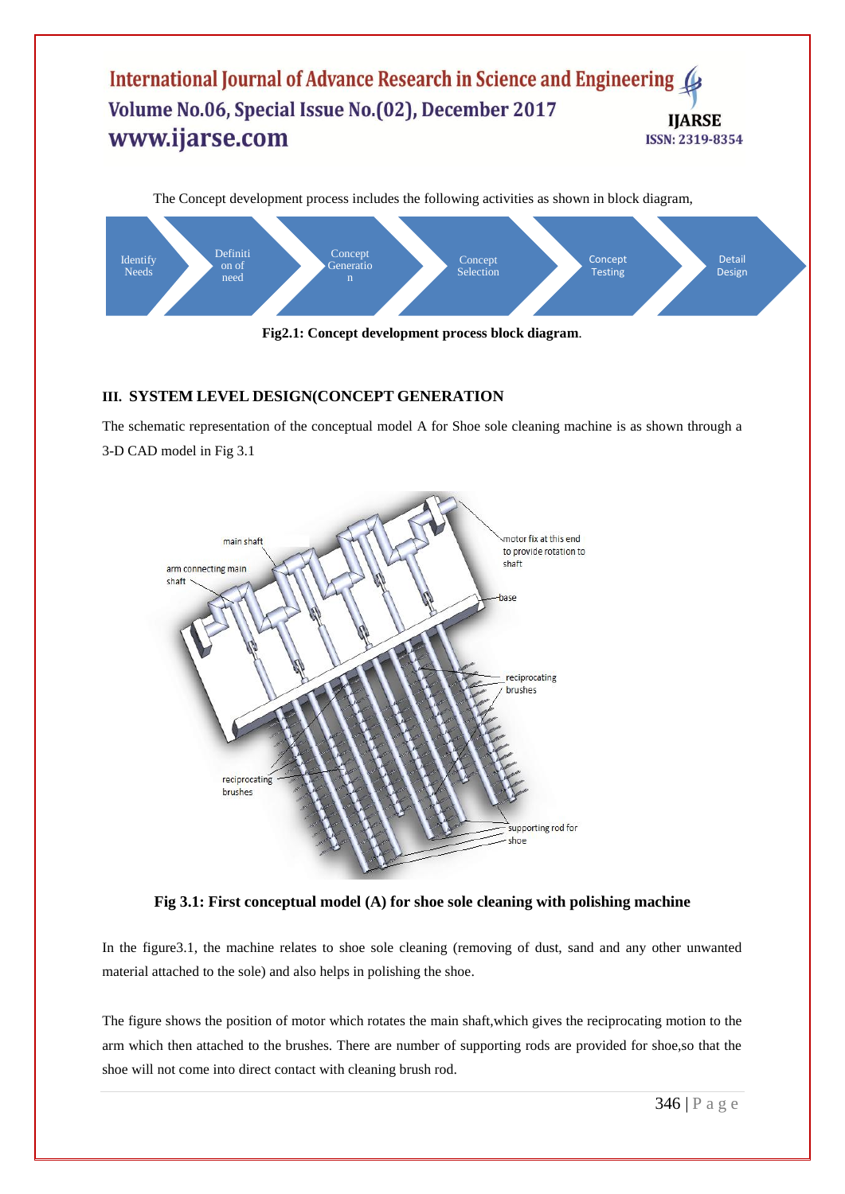The Concept development process includes the following activities as shown in block diagram,

Identify Needs → Definition of need → Concept Generation → Concept Selection → Concept Testing → Detail Design

**Fig2.1: Concept development process block diagram**.

## III. SYSTEM LEVEL DESIGN(CONCEPT GENERATION

The schematic representation of the conceptual model A for Shoe sole cleaning machine is as shown through a 3-D CAD model in Fig 3.1

**Fig 3.1: First conceptual model (A) for shoe sole cleaning with polishing machine**

In the figure3.1, the machine relates to shoe sole cleaning (removing of dust, sand and any other unwanted material attached to the sole) and also helps in polishing the shoe.

The figure shows the position of motor which rotates the main shaft,which gives the reciprocating motion to the arm which then attached to the brushes. There are number of supporting rods are provided for shoe,so that the shoe will not come into direct contact with cleaning brush rod.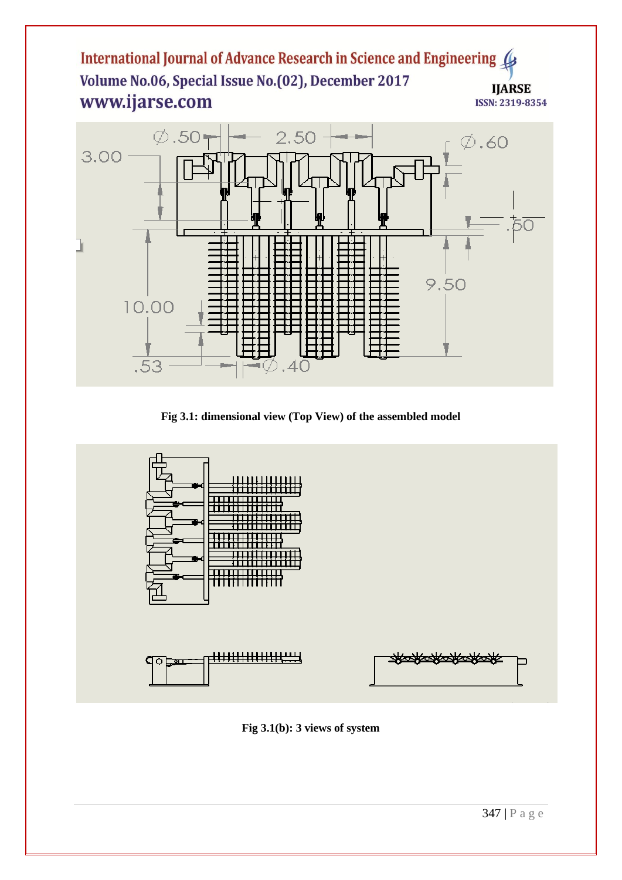Fig 3.1: dimensional view (Top View) of the assembled model

Fig 3.1(b): 3 views of system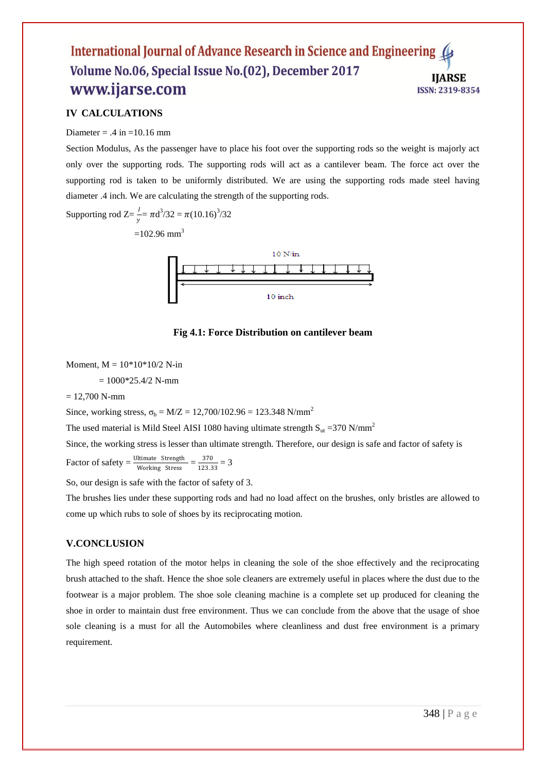## IV CALCULATIONS

Diameter = .4 in =10.16 mm

Section Modulus, As the passenger have to place his foot over the supporting rods so the weight is majorly act only over the supporting rods. The supporting rods will act as a cantilever beam. The force act over the supporting rod is taken to be uniformly distributed. We are using the supporting rods made steel having diameter .4 inch. We are calculating the strength of the supporting rods.

Supporting rod $Z = \frac{I}{y} = \pi d^3/32 = \pi(10.16)^3/32$

$= 102.96 \text{ mm}^3$

10 N/in

10 inch

**Fig 4.1: Force Distribution on cantilever beam**

Moment, M = 10*10*10/2 N-in

= 1000*25.4/2 N-mm

= 12,700 N-mm

Since, working stress, $\sigma_b$ = M/Z = 12,700/102.96 = 123.348 N/mm$^2$

The used material is Mild Steel AISI 1080 having ultimate strength $S_{ut}$ =370 N/mm$^2$

Since, the working stress is lesser than ultimate strength. Therefore, our design is safe and factor of safety is

Factor of safety = $\frac{\text{Ultimate Strength}}{\text{Working Stress}} = \frac{370}{123.33} = 3$

So, our design is safe with the factor of safety of 3.

The brushes lies under these supporting rods and had no load affect on the brushes, only bristles are allowed to come up which rubs to sole of shoes by its reciprocating motion.

## V.CONCLUSION

The high speed rotation of the motor helps in cleaning the sole of the shoe effectively and the reciprocating brush attached to the shaft. Hence the shoe sole cleaners are extremely useful in places where the dust due to the footwear is a major problem. The shoe sole cleaning machine is a complete set up produced for cleaning the shoe in order to maintain dust free environment. Thus we can conclude from the above that the usage of shoe sole cleaning is a must for all the Automobiles where cleanliness and dust free environment is a primary requirement.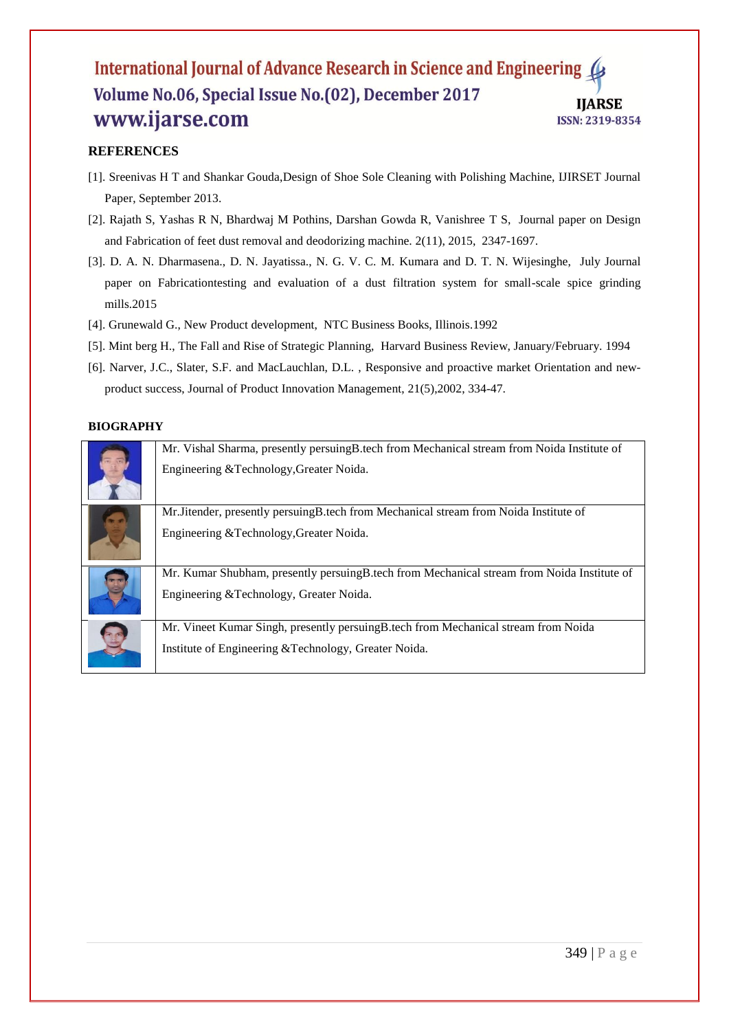## REFERENCES

[1]. Sreenivas H T and Shankar Gouda,Design of Shoe Sole Cleaning with Polishing Machine, IJIRSET Journal Paper, September 2013.

[2]. Rajath S, Yashas R N, Bhardwaj M Pothins, Darshan Gowda R, Vanishree T S, Journal paper on Design and Fabrication of feet dust removal and deodorizing machine. 2(11), 2015, 2347-1697.

[3]. D. A. N. Dharmasena., D. N. Jayatissa., N. G. V. C. M. Kumara and D. T. N. Wijesinghe, July Journal paper on Fabricationtesting and evaluation of a dust filtration system for small-scale spice grinding mills.2015

[4]. Grunewald G., New Product development, NTC Business Books, Illinois.1992

[5]. Mint berg H., The Fall and Rise of Strategic Planning, Harvard Business Review, January/February. 1994

[6]. Narver, J.C., Slater, S.F. and MacLauchlan, D.L. , Responsive and proactive market Orientation and new-product success, Journal of Product Innovation Management, 21(5),2002, 334-47.

## BIOGRAPHY

| | |
|---|---|
| | Mr. Vishal Sharma, presently persuingB.tech from Mechanical stream from Noida Institute of Engineering &Technology,Greater Noida. |
| | Mr.Jitender, presently persuingB.tech from Mechanical stream from Noida Institute of Engineering &Technology,Greater Noida. |
| | Mr. Kumar Shubham, presently persuingB.tech from Mechanical stream from Noida Institute of Engineering &Technology, Greater Noida. |
| | Mr. Vineet Kumar Singh, presently persuingB.tech from Mechanical stream from Noida Institute of Engineering &Technology, Greater Noida. |